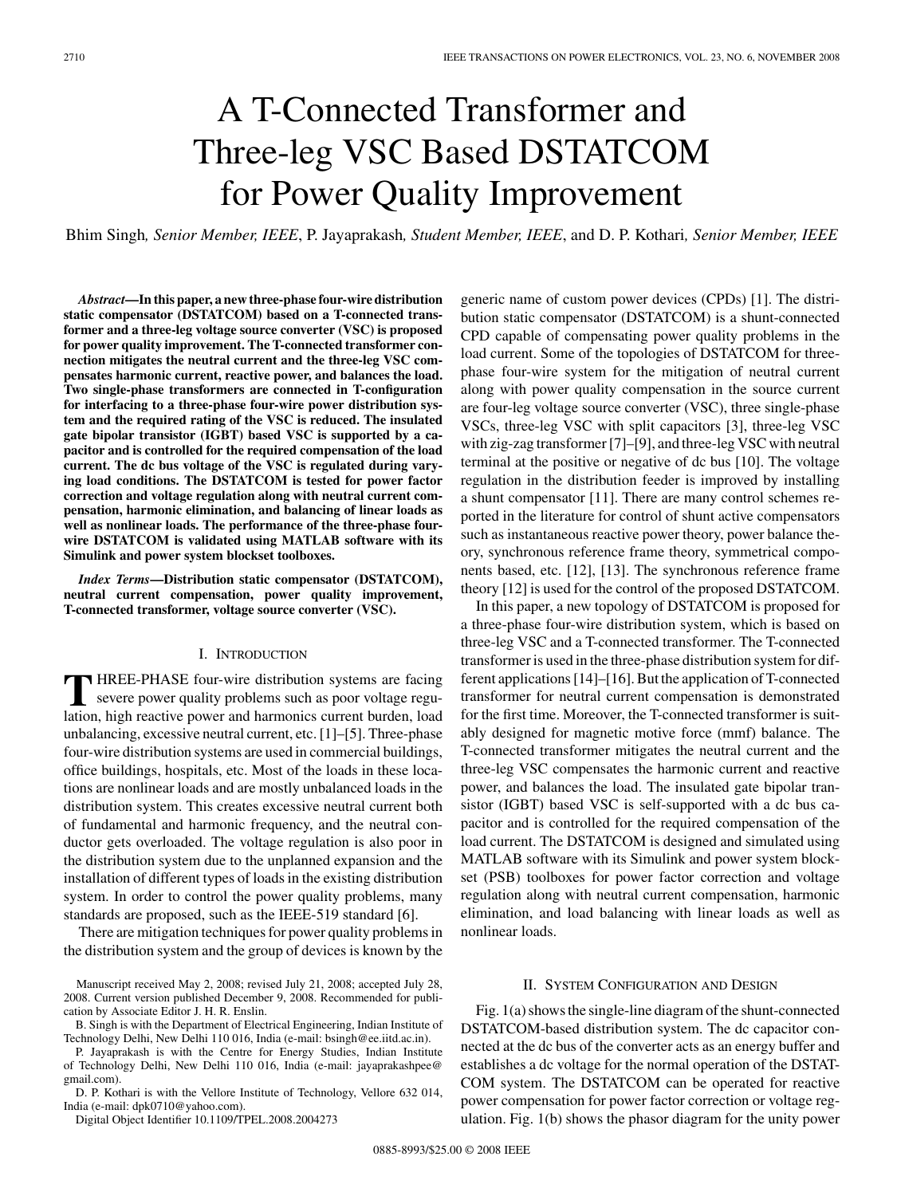# A T-Connected Transformer and Three-leg VSC Based DSTATCOM for Power Quality Improvement

Bhim Singh, *Senior Member, IEEE*, P. Jayaprakash, *Student Member, IEEE*, and D. P. Kothari, *Senior Member, IEEE*

***Abstract*—In this paper, a new three-phase four-wire distribution static compensator (DSTATCOM) based on a T-connected transformer and a three-leg voltage source converter (VSC) is proposed for power quality improvement. The T-connected transformer connection mitigates the neutral current and the three-leg VSC compensates harmonic current, reactive power, and balances the load. Two single-phase transformers are connected in T-configuration for interfacing to a three-phase four-wire power distribution system and the required rating of the VSC is reduced. The insulated gate bipolar transistor (IGBT) based VSC is supported by a capacitor and is controlled for the required compensation of the load current. The dc bus voltage of the VSC is regulated during varying load conditions. The DSTATCOM is tested for power factor correction and voltage regulation along with neutral current compensation, harmonic elimination, and balancing of linear loads as well as nonlinear loads. The performance of the three-phase four-wire DSTATCOM is validated using MATLAB software with its Simulink and power system blockset toolboxes.**

***Index Terms*—Distribution static compensator (DSTATCOM), neutral current compensation, power quality improvement, T-connected transformer, voltage source converter (VSC).**

## I. Introduction

THREE-PHASE four-wire distribution systems are facing severe power quality problems such as poor voltage regulation, high reactive power and harmonics current burden, load unbalancing, excessive neutral current, etc. [1]–[5]. Three-phase four-wire distribution systems are used in commercial buildings, office buildings, hospitals, etc. Most of the loads in these locations are nonlinear loads and are mostly unbalanced loads in the distribution system. This creates excessive neutral current both of fundamental and harmonic frequency, and the neutral conductor gets overloaded. The voltage regulation is also poor in the distribution system due to the unplanned expansion and the installation of different types of loads in the existing distribution system. In order to control the power quality problems, many standards are proposed, such as the IEEE-519 standard [6].

There are mitigation techniques for power quality problems in the distribution system and the group of devices is known by the generic name of custom power devices (CPDs) [1]. The distribution static compensator (DSTATCOM) is a shunt-connected CPD capable of compensating power quality problems in the load current. Some of the topologies of DSTATCOM for three-phase four-wire system for the mitigation of neutral current along with power quality compensation in the source current are four-leg voltage source converter (VSC), three single-phase VSCs, three-leg VSC with split capacitors [3], three-leg VSC with zig-zag transformer [7]–[9], and three-leg VSC with neutral terminal at the positive or negative of dc bus [10]. The voltage regulation in the distribution feeder is improved by installing a shunt compensator [11]. There are many control schemes reported in the literature for control of shunt active compensators such as instantaneous reactive power theory, power balance theory, synchronous reference frame theory, symmetrical components based, etc. [12], [13]. The synchronous reference frame theory [12] is used for the control of the proposed DSTATCOM.

In this paper, a new topology of DSTATCOM is proposed for a three-phase four-wire distribution system, which is based on three-leg VSC and a T-connected transformer. The T-connected transformer is used in the three-phase distribution system for different applications [14]–[16]. But the application of T-connected transformer for neutral current compensation is demonstrated for the first time. Moreover, the T-connected transformer is suitably designed for magnetic motive force (mmf) balance. The T-connected transformer mitigates the neutral current and the three-leg VSC compensates the harmonic current and reactive power, and balances the load. The insulated gate bipolar transistor (IGBT) based VSC is self-supported with a dc bus capacitor and is controlled for the required compensation of the load current. The DSTATCOM is designed and simulated using MATLAB software with its Simulink and power system blockset (PSB) toolboxes for power factor correction and voltage regulation along with neutral current compensation, harmonic elimination, and load balancing with linear loads as well as nonlinear loads.

## II. System Configuration and Design

Fig. 1(a) shows the single-line diagram of the shunt-connected DSTATCOM-based distribution system. The dc capacitor connected at the dc bus of the converter acts as an energy buffer and establishes a dc voltage for the normal operation of the DSTATCOM system. The DSTATCOM can be operated for reactive power compensation for power factor correction or voltage regulation. Fig. 1(b) shows the phasor diagram for the unity power

Manuscript received May 2, 2008; revised July 21, 2008; accepted July 28, 2008. Current version published December 9, 2008. Recommended for publication by Associate Editor J. H. R. Enslin.

B. Singh is with the Department of Electrical Engineering, Indian Institute of Technology Delhi, New Delhi 110 016, India (e-mail: bsingh@ee.iitd.ac.in).

P. Jayaprakash is with the Centre for Energy Studies, Indian Institute of Technology Delhi, New Delhi 110 016, India (e-mail: jayaprakashpee@gmail.com).

D. P. Kothari is with the Vellore Institute of Technology, Vellore 632 014, India (e-mail: dpk0710@yahoo.com).

Digital Object Identifier 10.1109/TPEL.2008.2004273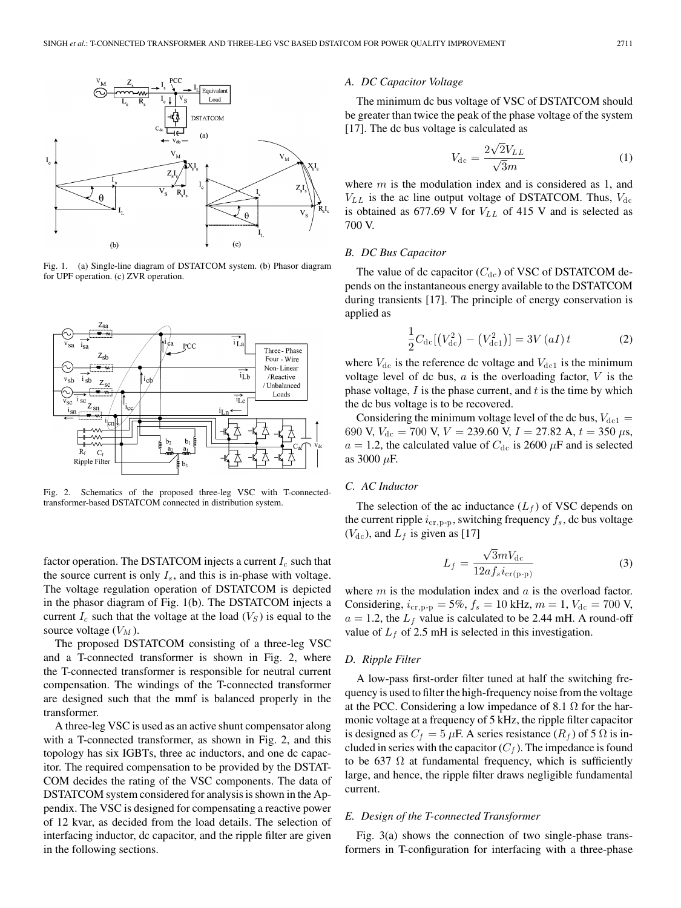Fig. 1. (a) Single-line diagram of DSTATCOM system. (b) Phasor diagram for UPF operation. (c) ZVR operation.

Fig. 2. Schematics of the proposed three-leg VSC with T-connected-transformer-based DSTATCOM connected in distribution system.

factor operation. The DSTATCOM injects a current $I_c$ such that the source current is only $I_s$, and this is in-phase with voltage. The voltage regulation operation of DSTATCOM is depicted in the phasor diagram of Fig. 1(b). The DSTATCOM injects a current $I_c$ such that the voltage at the load ($V_S$) is equal to the source voltage ($V_M$).

The proposed DSTATCOM consisting of a three-leg VSC and a T-connected transformer is shown in Fig. 2, where the T-connected transformer is responsible for neutral current compensation. The windings of the T-connected transformer are designed such that the mmf is balanced properly in the transformer.

A three-leg VSC is used as an active shunt compensator along with a T-connected transformer, as shown in Fig. 2, and this topology has six IGBTs, three ac inductors, and one dc capacitor. The required compensation to be provided by the DSTATCOM decides the rating of the VSC components. The data of DSTATCOM system considered for analysis is shown in the Appendix. The VSC is designed for compensating a reactive power of 12 kvar, as decided from the load details. The selection of interfacing inductor, dc capacitor, and the ripple filter are given in the following sections.

### A. DC Capacitor Voltage

The minimum dc bus voltage of VSC of DSTATCOM should be greater than twice the peak of the phase voltage of the system [17]. The dc bus voltage is calculated as

$$V_{\mathrm{dc}} = \frac{2\sqrt{2}V_{LL}}{\sqrt{3}m} \tag{1}$$

where $m$ is the modulation index and is considered as 1, and $V_{LL}$ is the ac line output voltage of DSTATCOM. Thus, $V_{\mathrm{dc}}$ is obtained as 677.69 V for $V_{LL}$ of 415 V and is selected as 700 V.

### B. DC Bus Capacitor

The value of dc capacitor ($C_{\mathrm{dc}}$) of VSC of DSTATCOM depends on the instantaneous energy available to the DSTATCOM during transients [17]. The principle of energy conservation is applied as

$$\frac{1}{2}C_{\mathrm{dc}}[(V_{\mathrm{dc}}^2) - (V_{\mathrm{dc1}}^2)] = 3V\,(aI)\,t \tag{2}$$

where $V_{\mathrm{dc}}$ is the reference dc voltage and $V_{\mathrm{dc1}}$ is the minimum voltage level of dc bus, $a$ is the overloading factor, $V$ is the phase voltage, $I$ is the phase current, and $t$ is the time by which the dc bus voltage is to be recovered.

Considering the minimum voltage level of the dc bus, $V_{\mathrm{dc1}} =$ 690 V, $V_{\mathrm{dc}} = 700$ V, $V = 239.60$ V, $I = 27.82$ A, $t = 350$ $\mu$s, $a = 1.2$, the calculated value of $C_{\mathrm{dc}}$ is 2600 $\mu$F and is selected as 3000 $\mu$F.

### C. AC Inductor

The selection of the ac inductance ($L_f$) of VSC depends on the current ripple $i_{\mathrm{cr,p\text{-}p}}$, switching frequency $f_s$, dc bus voltage ($V_{\mathrm{dc}}$), and $L_f$ is given as [17]

$$L_f = \frac{\sqrt{3}mV_{\mathrm{dc}}}{12af_s i_{\mathrm{cr(p\text{-}p)}}} \tag{3}$$

where $m$ is the modulation index and $a$ is the overload factor. Considering, $i_{\mathrm{cr,p\text{-}p}} = 5\%$, $f_s = 10$ kHz, $m = 1$, $V_{\mathrm{dc}} = 700$ V, $a = 1.2$, the $L_f$ value is calculated to be 2.44 mH. A round-off value of $L_f$ of 2.5 mH is selected in this investigation.

### D. Ripple Filter

A low-pass first-order filter tuned at half the switching frequency is used to filter the high-frequency noise from the voltage at the PCC. Considering a low impedance of 8.1 $\Omega$ for the harmonic voltage at a frequency of 5 kHz, the ripple filter capacitor is designed as $C_f = 5$ $\mu$F. A series resistance ($R_f$) of 5 $\Omega$ is included in series with the capacitor ($C_f$). The impedance is found to be 637 $\Omega$ at fundamental frequency, which is sufficiently large, and hence, the ripple filter draws negligible fundamental current.

### E. Design of the T-connected Transformer

Fig. 3(a) shows the connection of two single-phase transformers in T-configuration for interfacing with a three-phase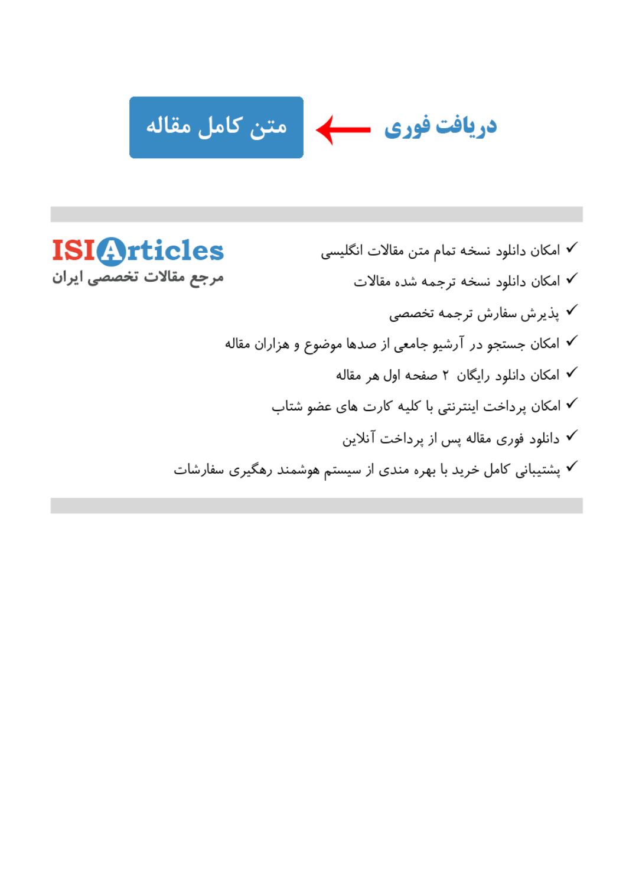دریافت فوری ← **متن کامل مقاله**

**ISIArticles**
مرجع مقالات تخصصی ایران

- ✓ امکان دانلود نسخه تمام متن مقالات انگلیسی
- ✓ امکان دانلود نسخه ترجمه شده مقالات
- ✓ پذیرش سفارش ترجمه تخصصی
- ✓ امکان جستجو در آرشیو جامعی از صدها موضوع و هزاران مقاله
- ✓ امکان دانلود رایگان ۲ صفحه اول هر مقاله
- ✓ امکان پرداخت اینترنتی با کلیه کارت های عضو شتاب
- ✓ دانلود فوری مقاله پس از پرداخت آنلاین
- ✓ پشتیبانی کامل خرید با بهره مندی از سیستم هوشمند رهگیری سفارشات